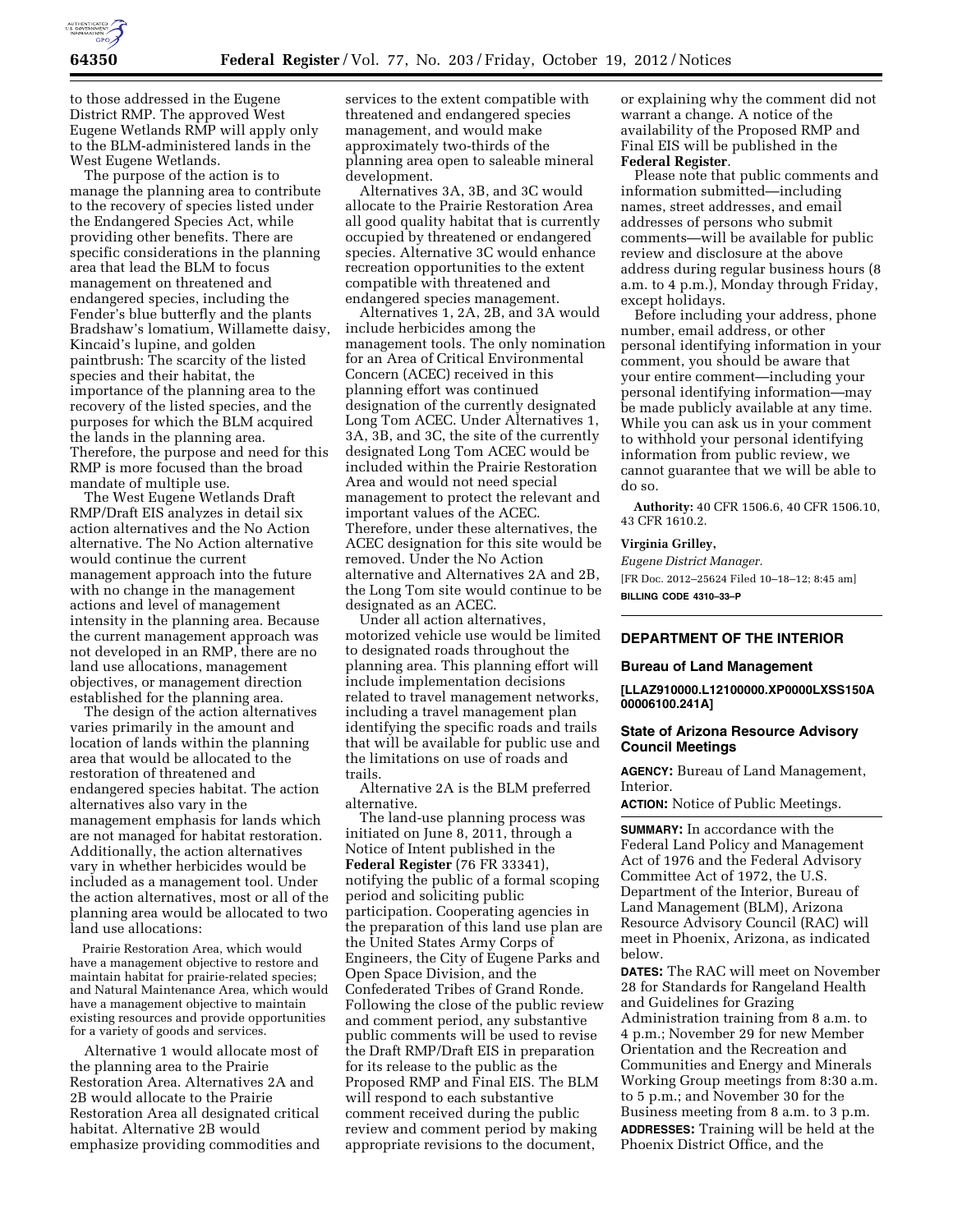to those addressed in the Eugene District RMP. The approved West Eugene Wetlands RMP will apply only to the BLM-administered lands in the West Eugene Wetlands.

The purpose of the action is to manage the planning area to contribute to the recovery of species listed under the Endangered Species Act, while providing other benefits. There are specific considerations in the planning area that lead the BLM to focus management on threatened and endangered species, including the Fender's blue butterfly and the plants Bradshaw's lomatium, Willamette daisy, Kincaid's lupine, and golden paintbrush: The scarcity of the listed species and their habitat, the importance of the planning area to the recovery of the listed species, and the purposes for which the BLM acquired the lands in the planning area. Therefore, the purpose and need for this RMP is more focused than the broad mandate of multiple use.

The West Eugene Wetlands Draft RMP/Draft EIS analyzes in detail six action alternatives and the No Action alternative. The No Action alternative would continue the current management approach into the future with no change in the management actions and level of management intensity in the planning area. Because the current management approach was not developed in an RMP, there are no land use allocations, management objectives, or management direction established for the planning area.

The design of the action alternatives varies primarily in the amount and location of lands within the planning area that would be allocated to the restoration of threatened and endangered species habitat. The action alternatives also vary in the management emphasis for lands which are not managed for habitat restoration. Additionally, the action alternatives vary in whether herbicides would be included as a management tool. Under the action alternatives, most or all of the planning area would be allocated to two land use allocations:

Prairie Restoration Area, which would have a management objective to restore and maintain habitat for prairie-related species; and Natural Maintenance Area, which would have a management objective to maintain existing resources and provide opportunities for a variety of goods and services.

Alternative 1 would allocate most of the planning area to the Prairie Restoration Area. Alternatives 2A and 2B would allocate to the Prairie Restoration Area all designated critical habitat. Alternative 2B would emphasize providing commodities and services to the extent compatible with threatened and endangered species management, and would make approximately two-thirds of the planning area open to saleable mineral development.

Alternatives 3A, 3B, and 3C would allocate to the Prairie Restoration Area all good quality habitat that is currently occupied by threatened or endangered species. Alternative 3C would enhance recreation opportunities to the extent compatible with threatened and endangered species management.

Alternatives 1, 2A, 2B, and 3A would include herbicides among the management tools. The only nomination for an Area of Critical Environmental Concern (ACEC) received in this planning effort was continued designation of the currently designated Long Tom ACEC. Under Alternatives 1, 3A, 3B, and 3C, the site of the currently designated Long Tom ACEC would be included within the Prairie Restoration Area and would not need special management to protect the relevant and important values of the ACEC. Therefore, under these alternatives, the ACEC designation for this site would be removed. Under the No Action alternative and Alternatives 2A and 2B, the Long Tom site would continue to be designated as an ACEC.

Under all action alternatives, motorized vehicle use would be limited to designated roads throughout the planning area. This planning effort will include implementation decisions related to travel management networks, including a travel management plan identifying the specific roads and trails that will be available for public use and the limitations on use of roads and trails.

Alternative 2A is the BLM preferred alternative.

The land-use planning process was initiated on June 8, 2011, through a Notice of Intent published in the **Federal Register** (76 FR 33341), notifying the public of a formal scoping period and soliciting public participation. Cooperating agencies in the preparation of this land use plan are the United States Army Corps of Engineers, the City of Eugene Parks and Open Space Division, and the Confederated Tribes of Grand Ronde. Following the close of the public review and comment period, any substantive public comments will be used to revise the Draft RMP/Draft EIS in preparation for its release to the public as the Proposed RMP and Final EIS. The BLM will respond to each substantive comment received during the public review and comment period by making appropriate revisions to the document, or explaining why the comment did not warrant a change. A notice of the availability of the Proposed RMP and Final EIS will be published in the **Federal Register**.

Please note that public comments and information submitted—including names, street addresses, and email addresses of persons who submit comments—will be available for public review and disclosure at the above address during regular business hours (8 a.m. to 4 p.m.), Monday through Friday, except holidays.

Before including your address, phone number, email address, or other personal identifying information in your comment, you should be aware that your entire comment—including your personal identifying information—may be made publicly available at any time. While you can ask us in your comment to withhold your personal identifying information from public review, we cannot guarantee that we will be able to do so.

**Authority:** 40 CFR 1506.6, 40 CFR 1506.10, 43 CFR 1610.2.

**Virginia Grilley,**

*Eugene District Manager.*

[FR Doc. 2012–25624 Filed 10–18–12; 8:45 am]

**BILLING CODE 4310–33–P**

---

## DEPARTMENT OF THE INTERIOR

### Bureau of Land Management

**[LLAZ910000.L12100000.XP0000LXSS150A 00006100.241A]**

### State of Arizona Resource Advisory Council Meetings

**AGENCY:** Bureau of Land Management, Interior.

**ACTION:** Notice of Public Meetings.

**SUMMARY:** In accordance with the Federal Land Policy and Management Act of 1976 and the Federal Advisory Committee Act of 1972, the U.S. Department of the Interior, Bureau of Land Management (BLM), Arizona Resource Advisory Council (RAC) will meet in Phoenix, Arizona, as indicated below.

**DATES:** The RAC will meet on November 28 for Standards for Rangeland Health and Guidelines for Grazing Administration training from 8 a.m. to 4 p.m.; November 29 for new Member Orientation and the Recreation and Communities and Energy and Minerals Working Group meetings from 8:30 a.m. to 5 p.m.; and November 30 for the Business meeting from 8 a.m. to 3 p.m.

**ADDRESSES:** Training will be held at the Phoenix District Office, and the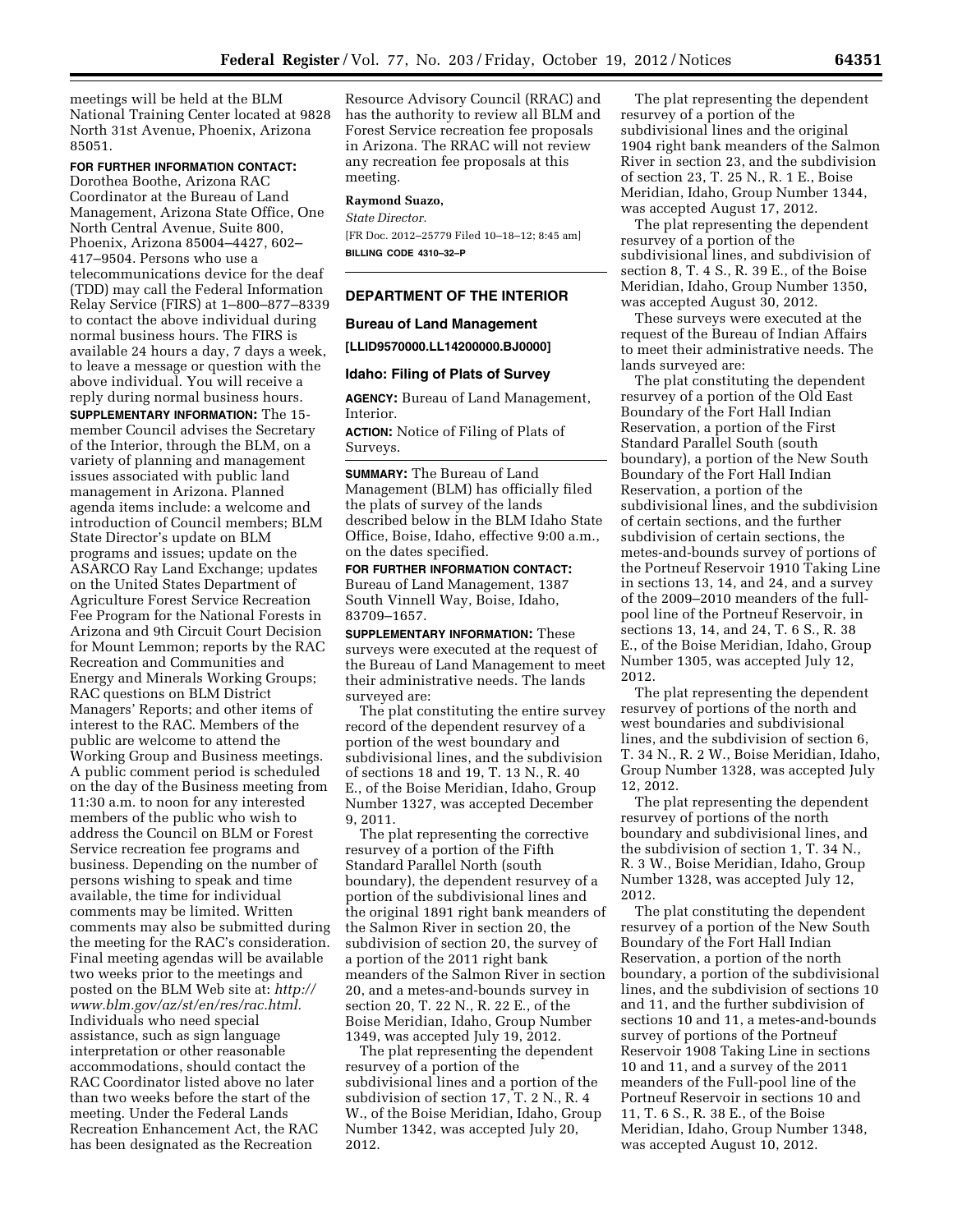meetings will be held at the BLM National Training Center located at 9828 North 31st Avenue, Phoenix, Arizona 85051.

**FOR FURTHER INFORMATION CONTACT:** Dorothea Boothe, Arizona RAC Coordinator at the Bureau of Land Management, Arizona State Office, One North Central Avenue, Suite 800, Phoenix, Arizona 85004–4427, 602–417–9504. Persons who use a telecommunications device for the deaf (TDD) may call the Federal Information Relay Service (FIRS) at 1–800–877–8339 to contact the above individual during normal business hours. The FIRS is available 24 hours a day, 7 days a week, to leave a message or question with the above individual. You will receive a reply during normal business hours.

**SUPPLEMENTARY INFORMATION:** The 15-member Council advises the Secretary of the Interior, through the BLM, on a variety of planning and management issues associated with public land management in Arizona. Planned agenda items include: a welcome and introduction of Council members; BLM State Director's update on BLM programs and issues; update on the ASARCO Ray Land Exchange; updates on the United States Department of Agriculture Forest Service Recreation Fee Program for the National Forests in Arizona and 9th Circuit Court Decision for Mount Lemmon; reports by the RAC Recreation and Communities and Energy and Minerals Working Groups; RAC questions on BLM District Managers' Reports; and other items of interest to the RAC. Members of the public are welcome to attend the Working Group and Business meetings. A public comment period is scheduled on the day of the Business meeting from 11:30 a.m. to noon for any interested members of the public who wish to address the Council on BLM or Forest Service recreation fee programs and business. Depending on the number of persons wishing to speak and time available, the time for individual comments may be limited. Written comments may also be submitted during the meeting for the RAC's consideration. Final meeting agendas will be available two weeks prior to the meetings and posted on the BLM Web site at: *http://www.blm.gov/az/st/en/res/rac.html.* Individuals who need special assistance, such as sign language interpretation or other reasonable accommodations, should contact the RAC Coordinator listed above no later than two weeks before the start of the meeting. Under the Federal Lands Recreation Enhancement Act, the RAC has been designated as the Recreation Resource Advisory Council (RRAC) and has the authority to review all BLM and Forest Service recreation fee proposals in Arizona. The RRAC will not review any recreation fee proposals at this meeting.

**Raymond Suazo,**

*State Director.*

[FR Doc. 2012–25779 Filed 10–18–12; 8:45 am]

**BILLING CODE 4310–32–P**

## DEPARTMENT OF THE INTERIOR

### Bureau of Land Management

**[LLID9570000.LL14200000.BJ0000]**

### Idaho: Filing of Plats of Survey

**AGENCY:** Bureau of Land Management, Interior.

**ACTION:** Notice of Filing of Plats of Surveys.

**SUMMARY:** The Bureau of Land Management (BLM) has officially filed the plats of survey of the lands described below in the BLM Idaho State Office, Boise, Idaho, effective 9:00 a.m., on the dates specified.

**FOR FURTHER INFORMATION CONTACT:** Bureau of Land Management, 1387 South Vinnell Way, Boise, Idaho, 83709–1657.

**SUPPLEMENTARY INFORMATION:** These surveys were executed at the request of the Bureau of Land Management to meet their administrative needs. The lands surveyed are:

The plat constituting the entire survey record of the dependent resurvey of a portion of the west boundary and subdivisional lines, and the subdivision of sections 18 and 19, T. 13 N., R. 40 E., of the Boise Meridian, Idaho, Group Number 1327, was accepted December 9, 2011.

The plat representing the corrective resurvey of a portion of the Fifth Standard Parallel North (south boundary), the dependent resurvey of a portion of the subdivisional lines and the original 1891 right bank meanders of the Salmon River in section 20, the subdivision of section 20, the survey of a portion of the 2011 right bank meanders of the Salmon River in section 20, and a metes-and-bounds survey in section 20, T. 22 N., R. 22 E., of the Boise Meridian, Idaho, Group Number 1349, was accepted July 19, 2012.

The plat representing the dependent resurvey of a portion of the subdivisional lines and a portion of the subdivision of section 17, T. 2 N., R. 4 W., of the Boise Meridian, Idaho, Group Number 1342, was accepted July 20, 2012.

The plat representing the dependent resurvey of a portion of the subdivisional lines and the original 1904 right bank meanders of the Salmon River in section 23, and the subdivision of section 23, T. 25 N., R. 1 E., Boise Meridian, Idaho, Group Number 1344, was accepted August 17, 2012.

The plat representing the dependent resurvey of a portion of the subdivisional lines, and subdivision of section 8, T. 4 S., R. 39 E., of the Boise Meridian, Idaho, Group Number 1350, was accepted August 30, 2012.

These surveys were executed at the request of the Bureau of Indian Affairs to meet their administrative needs. The lands surveyed are:

The plat constituting the dependent resurvey of a portion of the Old East Boundary of the Fort Hall Indian Reservation, a portion of the First Standard Parallel South (south boundary), a portion of the New South Boundary of the Fort Hall Indian Reservation, a portion of the subdivisional lines, and the subdivision of certain sections, and the further subdivision of certain sections, the metes-and-bounds survey of portions of the Portneuf Reservoir 1910 Taking Line in sections 13, 14, and 24, and a survey of the 2009–2010 meanders of the full-pool line of the Portneuf Reservoir, in sections 13, 14, and 24, T. 6 S., R. 38 E., of the Boise Meridian, Idaho, Group Number 1305, was accepted July 12, 2012.

The plat representing the dependent resurvey of portions of the north and west boundaries and subdivisional lines, and the subdivision of section 6, T. 34 N., R. 2 W., Boise Meridian, Idaho, Group Number 1328, was accepted July 12, 2012.

The plat representing the dependent resurvey of portions of the north boundary and subdivisional lines, and the subdivision of section 1, T. 34 N., R. 3 W., Boise Meridian, Idaho, Group Number 1328, was accepted July 12, 2012.

The plat constituting the dependent resurvey of a portion of the New South Boundary of the Fort Hall Indian Reservation, a portion of the north boundary, a portion of the subdivisional lines, and the subdivision of sections 10 and 11, and the further subdivision of sections 10 and 11, a metes-and-bounds survey of portions of the Portneuf Reservoir 1908 Taking Line in sections 10 and 11, and a survey of the 2011 meanders of the Full-pool line of the Portneuf Reservoir in sections 10 and 11, T. 6 S., R. 38 E., of the Boise Meridian, Idaho, Group Number 1348, was accepted August 10, 2012.